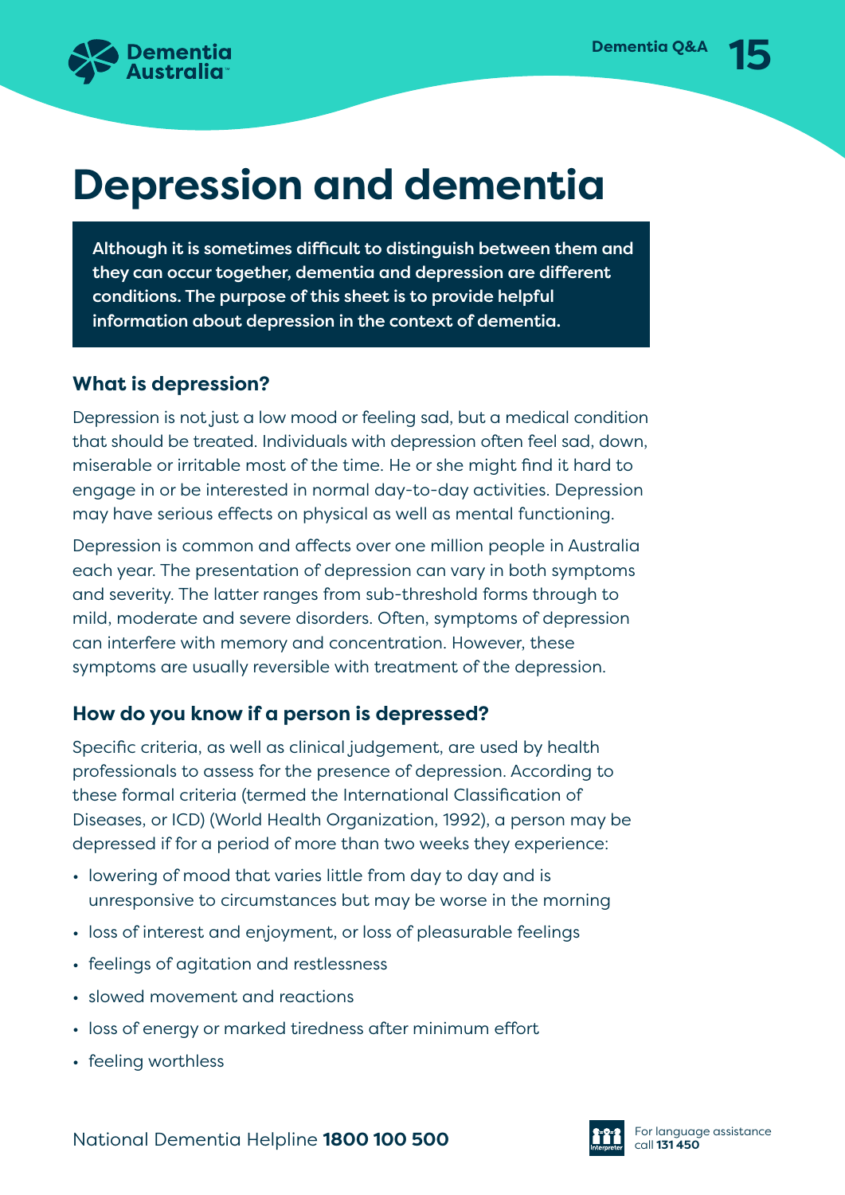# Depression and dementia

**Although it is sometimes difficult to distinguish between them and they can occur together, dementia and depression are different conditions. The purpose of this sheet is to provide helpful information about depression in the context of dementia.**

## What is depression?

Depression is not just a low mood or feeling sad, but a medical condition that should be treated. Individuals with depression often feel sad, down, miserable or irritable most of the time. He or she might find it hard to engage in or be interested in normal day-to-day activities. Depression may have serious effects on physical as well as mental functioning.

Depression is common and affects over one million people in Australia each year. The presentation of depression can vary in both symptoms and severity. The latter ranges from sub-threshold forms through to mild, moderate and severe disorders. Often, symptoms of depression can interfere with memory and concentration. However, these symptoms are usually reversible with treatment of the depression.

## How do you know if a person is depressed?

Specific criteria, as well as clinical judgement, are used by health professionals to assess for the presence of depression. According to these formal criteria (termed the International Classification of Diseases, or ICD) (World Health Organization, 1992), a person may be depressed if for a period of more than two weeks they experience:

- lowering of mood that varies little from day to day and is unresponsive to circumstances but may be worse in the morning
- loss of interest and enjoyment, or loss of pleasurable feelings
- feelings of agitation and restlessness
- slowed movement and reactions
- loss of energy or marked tiredness after minimum effort
- feeling worthless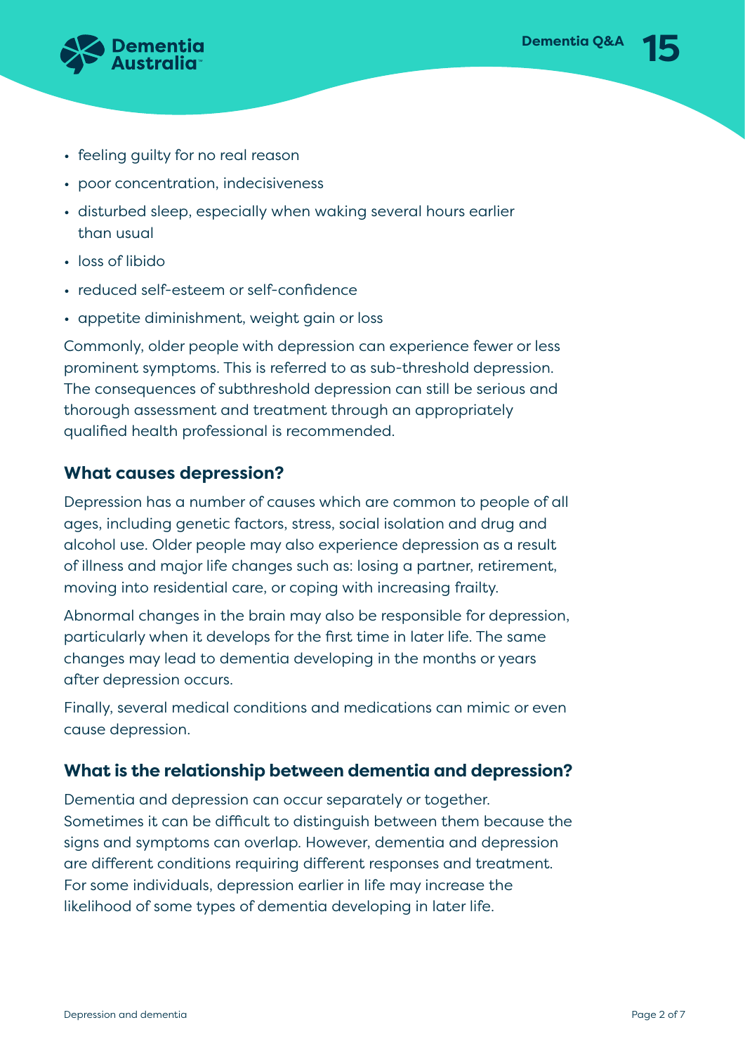- feeling guilty for no real reason
- poor concentration, indecisiveness
- disturbed sleep, especially when waking several hours earlier than usual
- loss of libido
- reduced self-esteem or self-confidence
- appetite diminishment, weight gain or loss

Commonly, older people with depression can experience fewer or less prominent symptoms. This is referred to as sub-threshold depression. The consequences of subthreshold depression can still be serious and thorough assessment and treatment through an appropriately qualified health professional is recommended.

## What causes depression?

Depression has a number of causes which are common to people of all ages, including genetic factors, stress, social isolation and drug and alcohol use. Older people may also experience depression as a result of illness and major life changes such as: losing a partner, retirement, moving into residential care, or coping with increasing frailty.

Abnormal changes in the brain may also be responsible for depression, particularly when it develops for the first time in later life. The same changes may lead to dementia developing in the months or years after depression occurs.

Finally, several medical conditions and medications can mimic or even cause depression.

## What is the relationship between dementia and depression?

Dementia and depression can occur separately or together. Sometimes it can be difficult to distinguish between them because the signs and symptoms can overlap. However, dementia and depression are different conditions requiring different responses and treatment. For some individuals, depression earlier in life may increase the likelihood of some types of dementia developing in later life.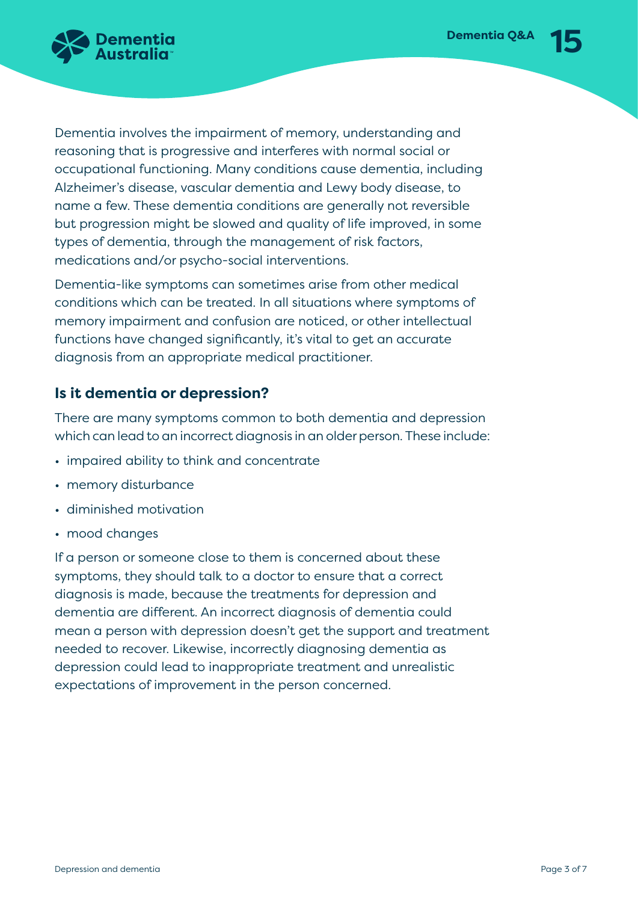Dementia involves the impairment of memory, understanding and reasoning that is progressive and interferes with normal social or occupational functioning. Many conditions cause dementia, including Alzheimer's disease, vascular dementia and Lewy body disease, to name a few. These dementia conditions are generally not reversible but progression might be slowed and quality of life improved, in some types of dementia, through the management of risk factors, medications and/or psycho-social interventions.

Dementia-like symptoms can sometimes arise from other medical conditions which can be treated. In all situations where symptoms of memory impairment and confusion are noticed, or other intellectual functions have changed significantly, it's vital to get an accurate diagnosis from an appropriate medical practitioner.

## Is it dementia or depression?

There are many symptoms common to both dementia and depression which can lead to an incorrect diagnosis in an older person. These include:

- impaired ability to think and concentrate
- memory disturbance
- diminished motivation
- mood changes

If a person or someone close to them is concerned about these symptoms, they should talk to a doctor to ensure that a correct diagnosis is made, because the treatments for depression and dementia are different. An incorrect diagnosis of dementia could mean a person with depression doesn't get the support and treatment needed to recover. Likewise, incorrectly diagnosing dementia as depression could lead to inappropriate treatment and unrealistic expectations of improvement in the person concerned.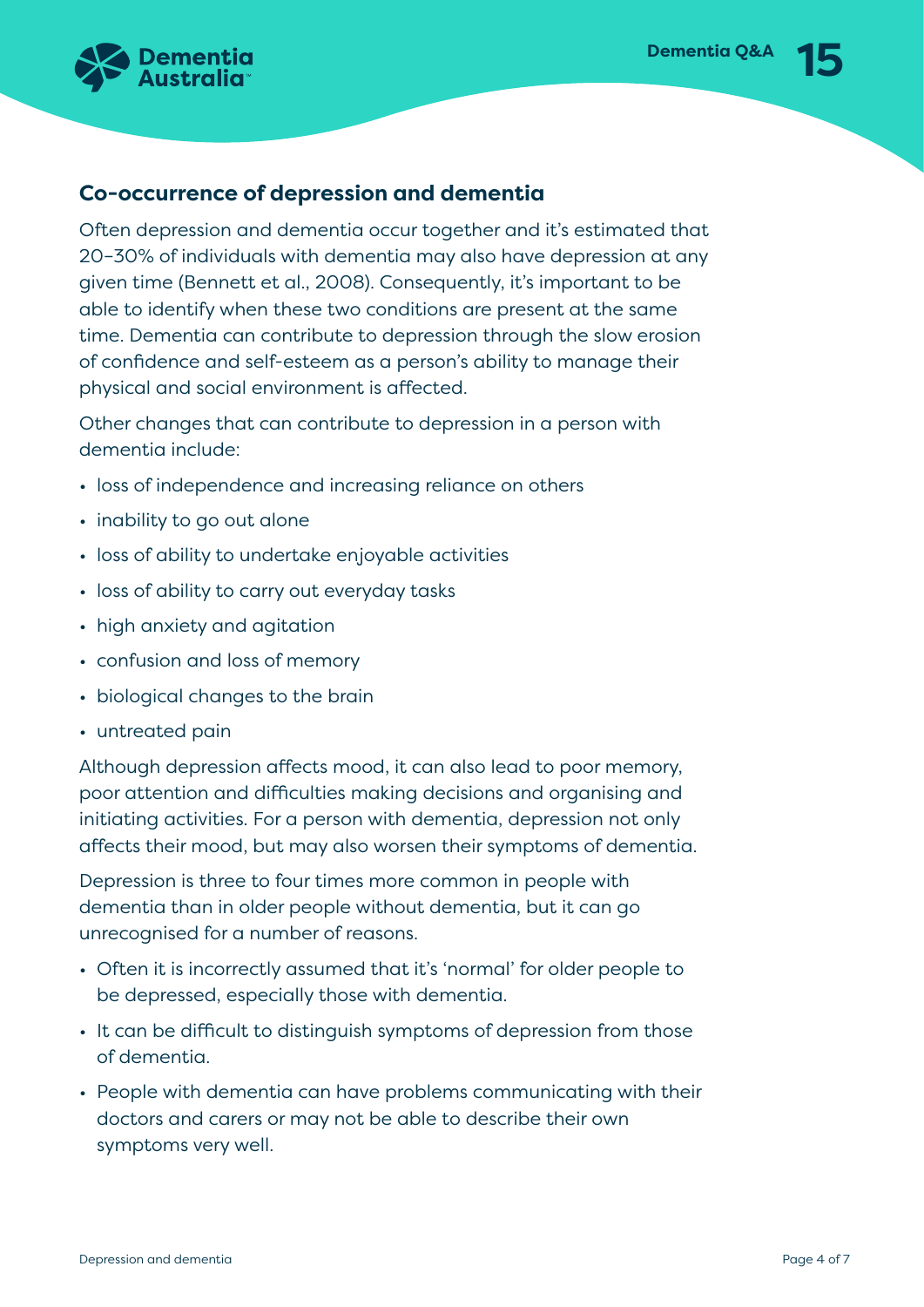## Co-occurrence of depression and dementia

Often depression and dementia occur together and it's estimated that 20–30% of individuals with dementia may also have depression at any given time (Bennett et al., 2008). Consequently, it's important to be able to identify when these two conditions are present at the same time. Dementia can contribute to depression through the slow erosion of confidence and self-esteem as a person's ability to manage their physical and social environment is affected.

Other changes that can contribute to depression in a person with dementia include:

- loss of independence and increasing reliance on others
- inability to go out alone
- loss of ability to undertake enjoyable activities
- loss of ability to carry out everyday tasks
- high anxiety and agitation
- confusion and loss of memory
- biological changes to the brain
- untreated pain

Although depression affects mood, it can also lead to poor memory, poor attention and difficulties making decisions and organising and initiating activities. For a person with dementia, depression not only affects their mood, but may also worsen their symptoms of dementia.

Depression is three to four times more common in people with dementia than in older people without dementia, but it can go unrecognised for a number of reasons.

- Often it is incorrectly assumed that it's 'normal' for older people to be depressed, especially those with dementia.
- It can be difficult to distinguish symptoms of depression from those of dementia.
- People with dementia can have problems communicating with their doctors and carers or may not be able to describe their own symptoms very well.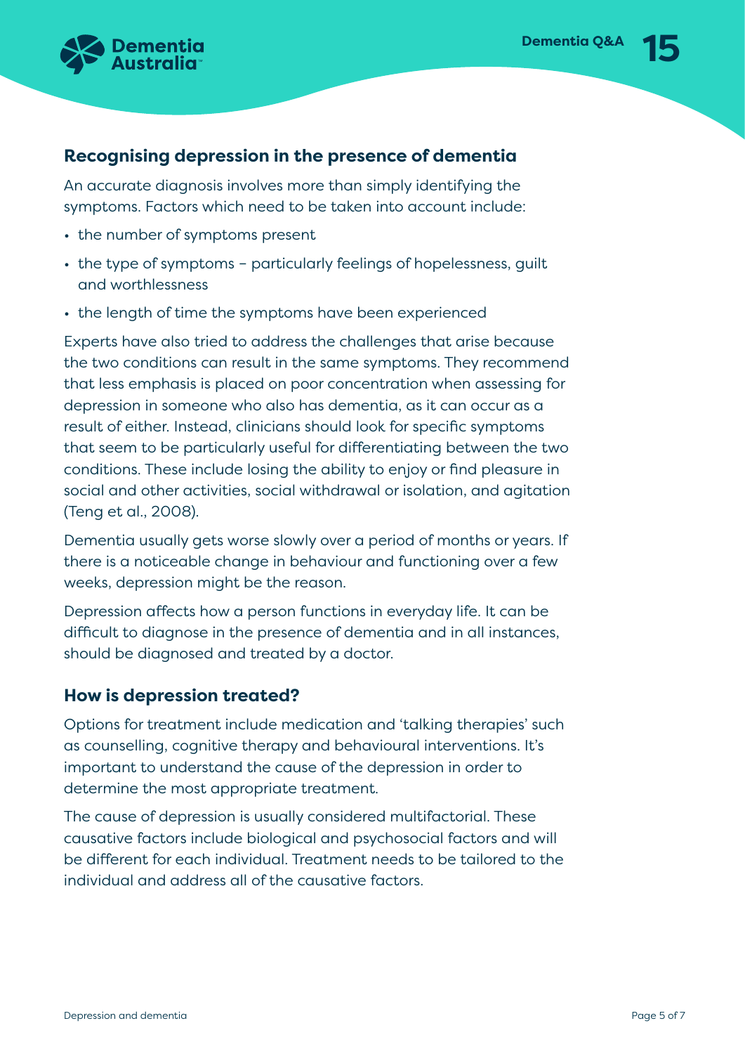## Recognising depression in the presence of dementia

An accurate diagnosis involves more than simply identifying the symptoms. Factors which need to be taken into account include:

- the number of symptoms present
- the type of symptoms – particularly feelings of hopelessness, guilt and worthlessness
- the length of time the symptoms have been experienced

Experts have also tried to address the challenges that arise because the two conditions can result in the same symptoms. They recommend that less emphasis is placed on poor concentration when assessing for depression in someone who also has dementia, as it can occur as a result of either. Instead, clinicians should look for specific symptoms that seem to be particularly useful for differentiating between the two conditions. These include losing the ability to enjoy or find pleasure in social and other activities, social withdrawal or isolation, and agitation (Teng et al., 2008).

Dementia usually gets worse slowly over a period of months or years. If there is a noticeable change in behaviour and functioning over a few weeks, depression might be the reason.

Depression affects how a person functions in everyday life. It can be difficult to diagnose in the presence of dementia and in all instances, should be diagnosed and treated by a doctor.

## How is depression treated?

Options for treatment include medication and 'talking therapies' such as counselling, cognitive therapy and behavioural interventions. It's important to understand the cause of the depression in order to determine the most appropriate treatment.

The cause of depression is usually considered multifactorial. These causative factors include biological and psychosocial factors and will be different for each individual. Treatment needs to be tailored to the individual and address all of the causative factors.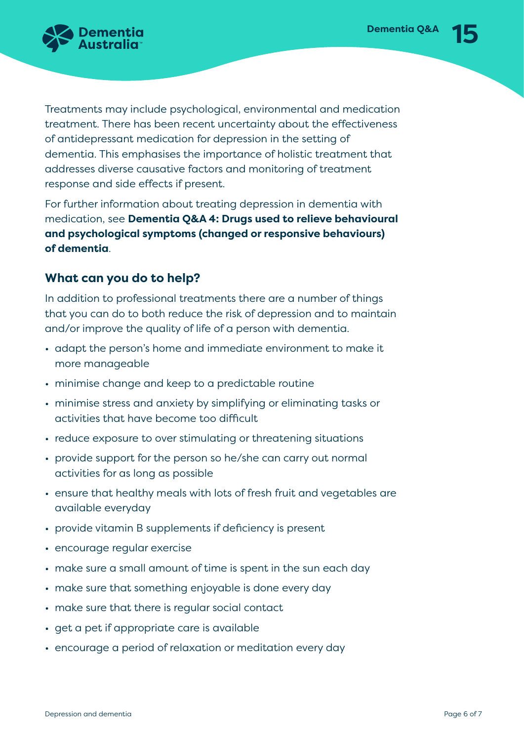Treatments may include psychological, environmental and medication treatment. There has been recent uncertainty about the effectiveness of antidepressant medication for depression in the setting of dementia. This emphasises the importance of holistic treatment that addresses diverse causative factors and monitoring of treatment response and side effects if present.

For further information about treating depression in dementia with medication, see **Dementia Q&A 4: Drugs used to relieve behavioural and psychological symptoms (changed or responsive behaviours) of dementia**.

## What can you do to help?

In addition to professional treatments there are a number of things that you can do to both reduce the risk of depression and to maintain and/or improve the quality of life of a person with dementia.

- adapt the person's home and immediate environment to make it more manageable
- minimise change and keep to a predictable routine
- minimise stress and anxiety by simplifying or eliminating tasks or activities that have become too difficult
- reduce exposure to over stimulating or threatening situations
- provide support for the person so he/she can carry out normal activities for as long as possible
- ensure that healthy meals with lots of fresh fruit and vegetables are available everyday
- provide vitamin B supplements if deficiency is present
- encourage regular exercise
- make sure a small amount of time is spent in the sun each day
- make sure that something enjoyable is done every day
- make sure that there is regular social contact
- get a pet if appropriate care is available
- encourage a period of relaxation or meditation every day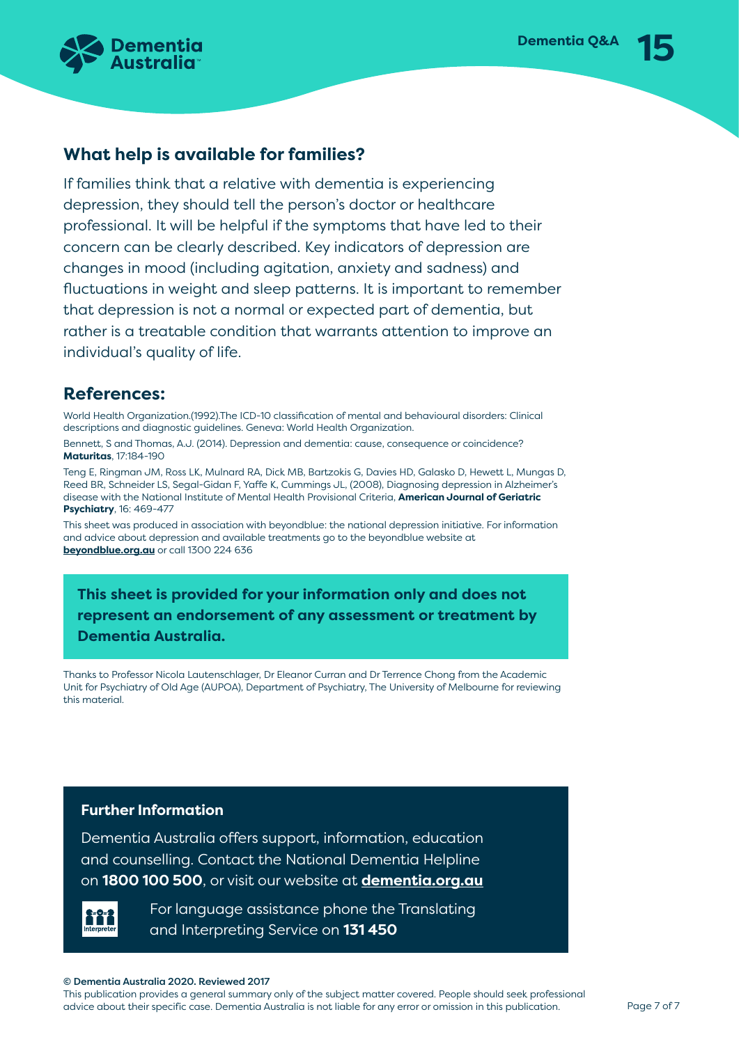## What help is available for families?

If families think that a relative with dementia is experiencing depression, they should tell the person's doctor or healthcare professional. It will be helpful if the symptoms that have led to their concern can be clearly described. Key indicators of depression are changes in mood (including agitation, anxiety and sadness) and fluctuations in weight and sleep patterns. It is important to remember that depression is not a normal or expected part of dementia, but rather is a treatable condition that warrants attention to improve an individual's quality of life.

## References:

World Health Organization.(1992).The ICD-10 classification of mental and behavioural disorders: Clinical descriptions and diagnostic guidelines. Geneva: World Health Organization.

Bennett, S and Thomas, A.J. (2014). Depression and dementia: cause, consequence or coincidence? **Maturitas**, 17:184-190

Teng E, Ringman JM, Ross LK, Mulnard RA, Dick MB, Bartzokis G, Davies HD, Galasko D, Hewett L, Mungas D, Reed BR, Schneider LS, Segal-Gidan F, Yaffe K, Cummings JL, (2008), Diagnosing depression in Alzheimer's disease with the National Institute of Mental Health Provisional Criteria, **American Journal of Geriatric Psychiatry**, 16: 469-477

This sheet was produced in association with beyondblue: the national depression initiative. For information and advice about depression and available treatments go to the beyondblue website at **beyondblue.org.au** or call 1300 224 636

**This sheet is provided for your information only and does not represent an endorsement of any assessment or treatment by Dementia Australia.**

Thanks to Professor Nicola Lautenschlager, Dr Eleanor Curran and Dr Terrence Chong from the Academic Unit for Psychiatry of Old Age (AUPOA), Department of Psychiatry, The University of Melbourne for reviewing this material.

### Further Information

Dementia Australia offers support, information, education and counselling. Contact the National Dementia Helpline on **1800 100 500**, or visit our website at **dementia.org.au**

For language assistance phone the Translating and Interpreting Service on **131 450**

**© Dementia Australia 2020. Reviewed 2017**

This publication provides a general summary only of the subject matter covered. People should seek professional advice about their specific case. Dementia Australia is not liable for any error or omission in this publication.